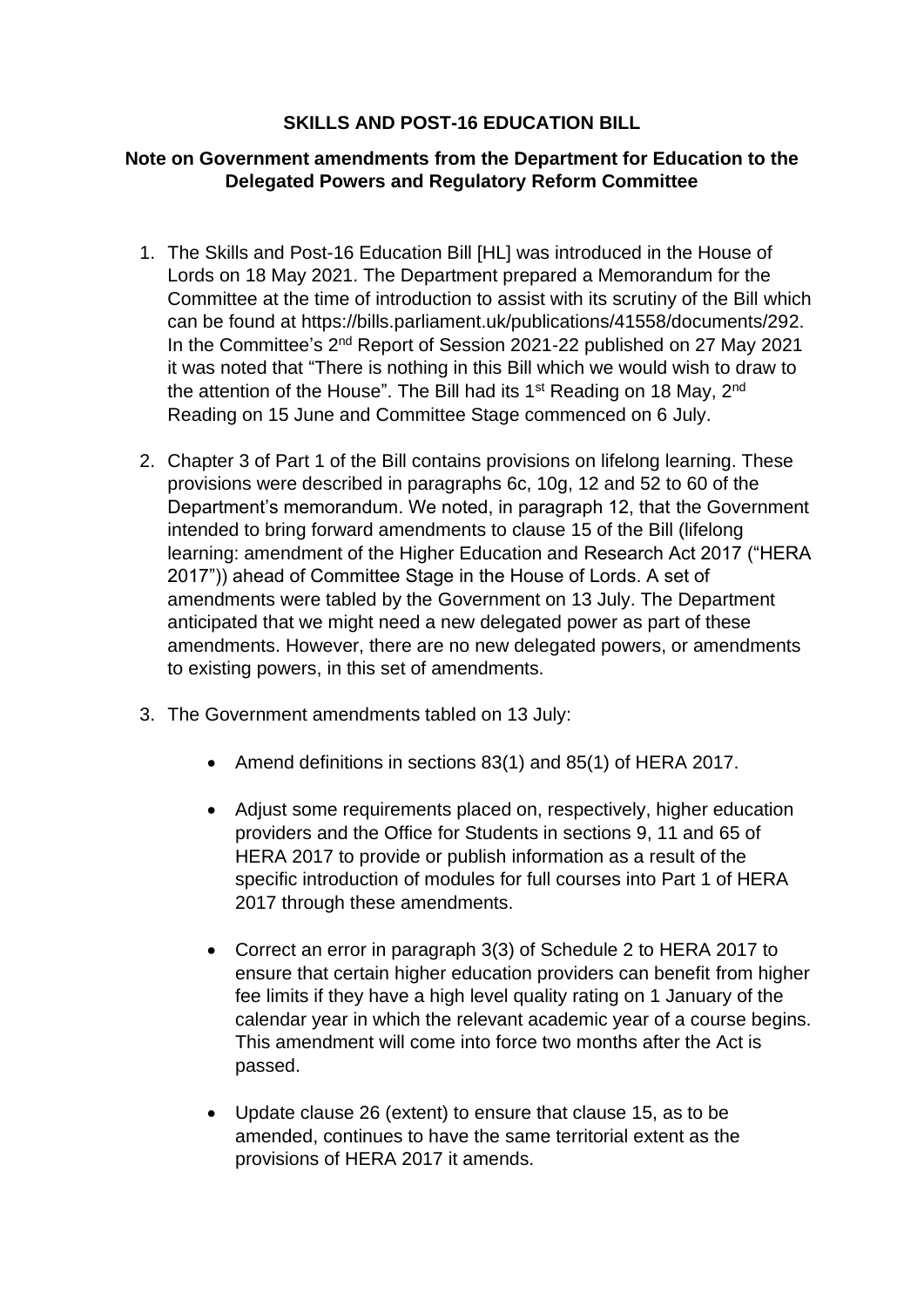# SKILLS AND POST-16 EDUCATION BILL

## Note on Government amendments from the Department for Education to the Delegated Powers and Regulatory Reform Committee

1. The Skills and Post-16 Education Bill [HL] was introduced in the House of Lords on 18 May 2021. The Department prepared a Memorandum for the Committee at the time of introduction to assist with its scrutiny of the Bill which can be found at https://bills.parliament.uk/publications/41558/documents/292. In the Committee's 2nd Report of Session 2021-22 published on 27 May 2021 it was noted that "There is nothing in this Bill which we would wish to draw to the attention of the House". The Bill had its 1st Reading on 18 May, 2nd Reading on 15 June and Committee Stage commenced on 6 July.

2. Chapter 3 of Part 1 of the Bill contains provisions on lifelong learning. These provisions were described in paragraphs 6c, 10g, 12 and 52 to 60 of the Department's memorandum. We noted, in paragraph 12, that the Government intended to bring forward amendments to clause 15 of the Bill (lifelong learning: amendment of the Higher Education and Research Act 2017 ("HERA 2017")) ahead of Committee Stage in the House of Lords. A set of amendments were tabled by the Government on 13 July. The Department anticipated that we might need a new delegated power as part of these amendments. However, there are no new delegated powers, or amendments to existing powers, in this set of amendments.

3. The Government amendments tabled on 13 July:

   - Amend definitions in sections 83(1) and 85(1) of HERA 2017.

   - Adjust some requirements placed on, respectively, higher education providers and the Office for Students in sections 9, 11 and 65 of HERA 2017 to provide or publish information as a result of the specific introduction of modules for full courses into Part 1 of HERA 2017 through these amendments.

   - Correct an error in paragraph 3(3) of Schedule 2 to HERA 2017 to ensure that certain higher education providers can benefit from higher fee limits if they have a high level quality rating on 1 January of the calendar year in which the relevant academic year of a course begins. This amendment will come into force two months after the Act is passed.

   - Update clause 26 (extent) to ensure that clause 15, as to be amended, continues to have the same territorial extent as the provisions of HERA 2017 it amends.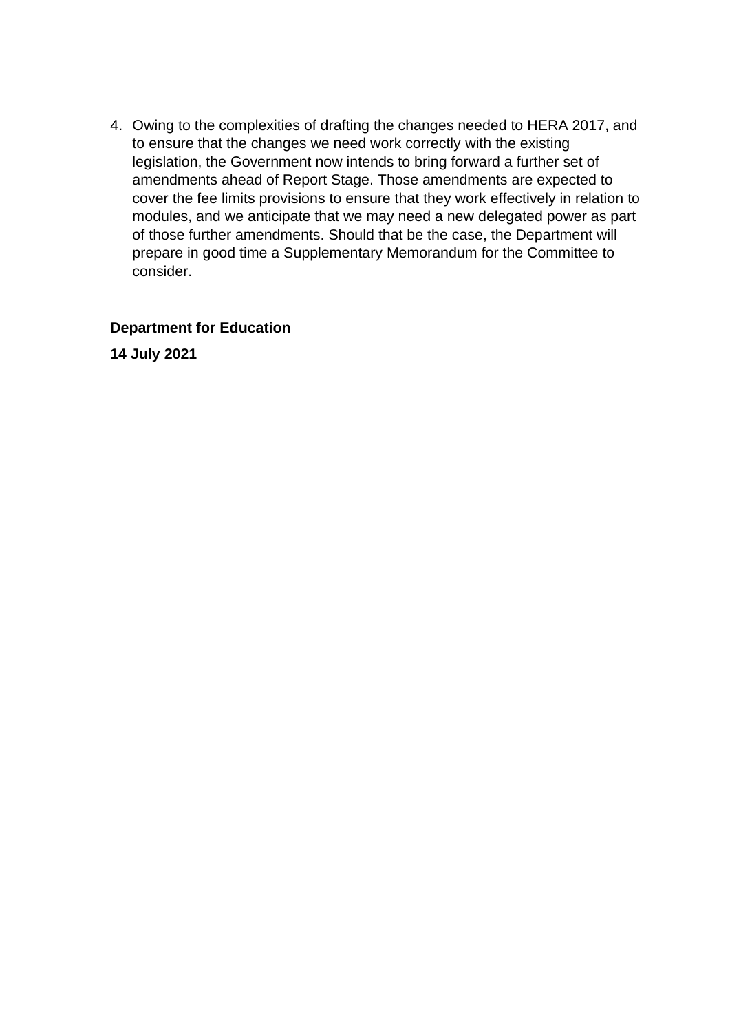4. Owing to the complexities of drafting the changes needed to HERA 2017, and to ensure that the changes we need work correctly with the existing legislation, the Government now intends to bring forward a further set of amendments ahead of Report Stage. Those amendments are expected to cover the fee limits provisions to ensure that they work effectively in relation to modules, and we anticipate that we may need a new delegated power as part of those further amendments. Should that be the case, the Department will prepare in good time a Supplementary Memorandum for the Committee to consider.

**Department for Education**

**14 July 2021**